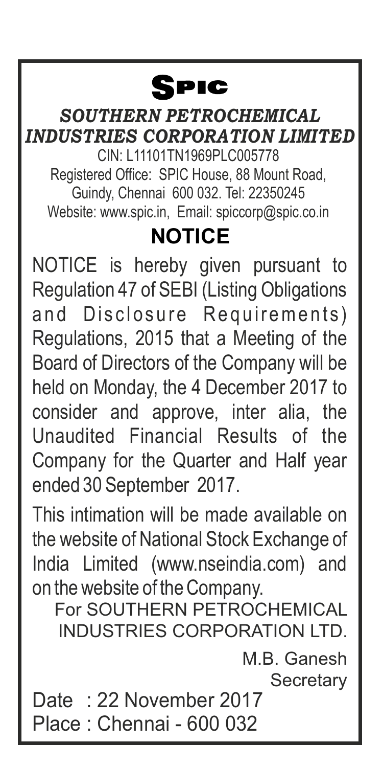# SPIC

***SOUTHERN PETROCHEMICAL INDUSTRIES CORPORATION LIMITED***

CIN: L11101TN1969PLC005778

Registered Office: SPIC House, 88 Mount Road, Guindy, Chennai 600 032. Tel: 22350245

Website: www.spic.in, Email: spiccorp@spic.co.in

## NOTICE

NOTICE is hereby given pursuant to Regulation 47 of SEBI (Listing Obligations and Disclosure Requirements) Regulations, 2015 that a Meeting of the Board of Directors of the Company will be held on Monday, the 4 December 2017 to consider and approve, inter alia, the Unaudited Financial Results of the Company for the Quarter and Half year ended 30 September 2017.

This intimation will be made available on the website of National Stock Exchange of India Limited (www.nseindia.com) and on the website of the Company.

For SOUTHERN PETROCHEMICAL INDUSTRIES CORPORATION LTD.

M.B. Ganesh
Secretary

Date : 22 November 2017
Place : Chennai - 600 032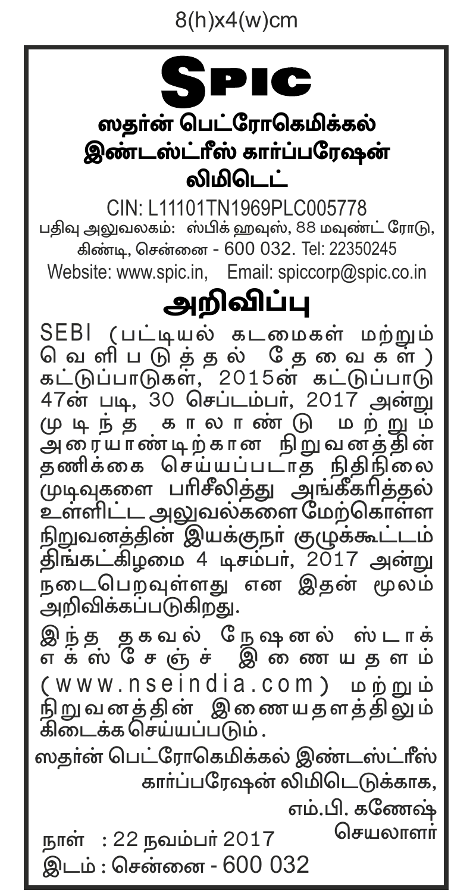8(h)x4(w)cm

# SPIC

## ஸதர்ன் பெட்ரோகெமிக்கல் இண்டஸ்ட்ரீஸ் கார்ப்பரேஷன் லிமிடெட்

CIN: L11101TN1969PLC005778

பதிவு அலுவலகம்: ஸ்பிக் ஹவுஸ், 88 மவுண்ட் ரோடு, கிண்டி, சென்னை - 600 032. Tel: 22350245

Website: www.spic.in, Email: spiccorp@spic.co.in

## அறிவிப்பு

SEBI (பட்டியல் கடமைகள் மற்றும் வெளிபடுத்தல் தேவைகள்) கட்டுப்பாடுகள், 2015ன் கட்டுப்பாடு 47ன் படி, 30 செப்டம்பர், 2017 அன்று முடிந்த காலாண்டு மற்றும் அரையாண்டிற்கான நிறுவனத்தின் தணிக்கை செய்யப்படாத நிதிநிலை முடிவுகளை பரிசீலித்து அங்கீகரித்தல் உள்ளிட்ட அலுவல்களை மேற்கொள்ள நிறுவனத்தின் இயக்குநர் குழுக்கூட்டம் திங்கட்கிழமை 4 டிசம்பர், 2017 அன்று நடைபெறவுள்ளது என இதன் மூலம் அறிவிக்கப்படுகிறது.

இந்த தகவல் நேஷனல் ஸ்டாக் எக்ஸ்சேஞ்ச் இணையதளம் (www.nseindia.com) மற்றும் நிறுவனத்தின் இணையதளத்திலும் கிடைக்க செய்யப்படும்.

ஸதர்ன் பெட்ரோகெமிக்கல் இண்டஸ்ட்ரீஸ் கார்ப்பரேஷன் லிமிடெடுக்காக,

எம்.பி. கணேஷ்
செயலாளர்

நாள் : 22 நவம்பர் 2017
இடம் : சென்னை - 600 032